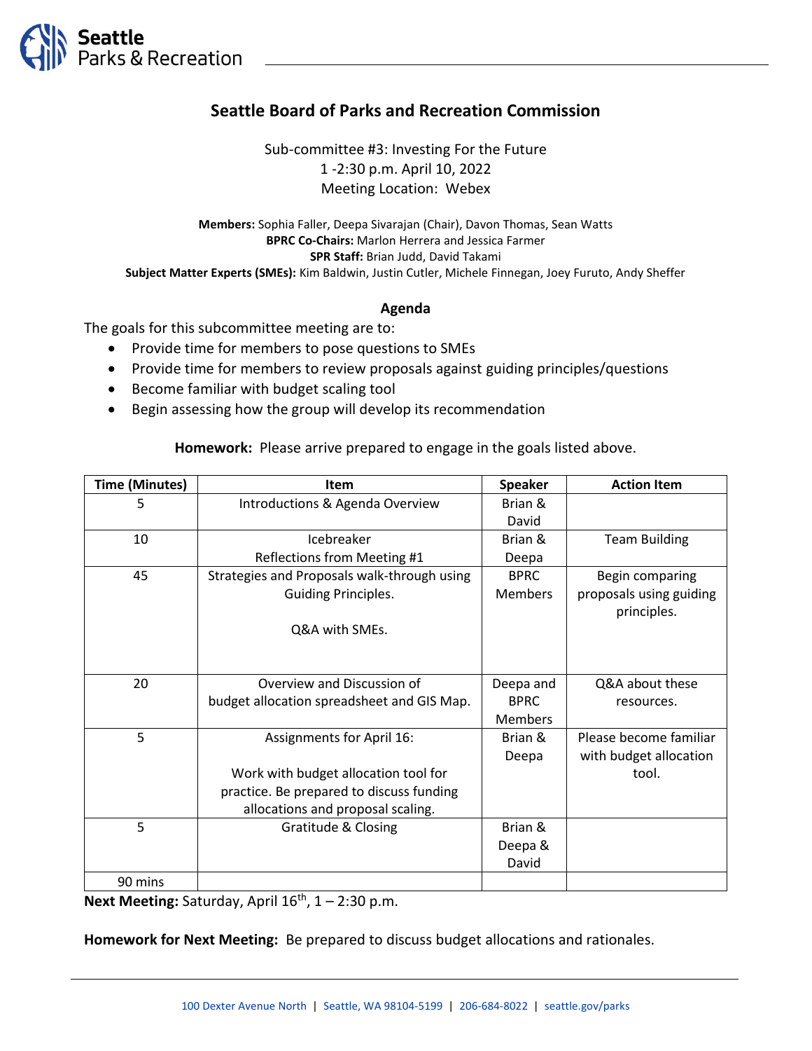# Seattle Board of Parks and Recreation Commission

Sub-committee #3: Investing For the Future
1 -2:30 p.m. April 10, 2022
Meeting Location: Webex

**Members:** Sophia Faller, Deepa Sivarajan (Chair), Davon Thomas, Sean Watts
**BPRC Co-Chairs:** Marlon Herrera and Jessica Farmer
**SPR Staff:** Brian Judd, David Takami
**Subject Matter Experts (SMEs):** Kim Baldwin, Justin Cutler, Michele Finnegan, Joey Furuto, Andy Sheffer

## Agenda

The goals for this subcommittee meeting are to:

- Provide time for members to pose questions to SMEs
- Provide time for members to review proposals against guiding principles/questions
- Become familiar with budget scaling tool
- Begin assessing how the group will develop its recommendation

**Homework:** Please arrive prepared to engage in the goals listed above.

| Time (Minutes) | Item | Speaker | Action Item |
|---|---|---|---|
| 5 | Introductions & Agenda Overview | Brian & David | |
| 10 | Icebreaker<br>Reflections from Meeting #1 | Brian & Deepa | Team Building |
| 45 | Strategies and Proposals walk-through using Guiding Principles.<br><br>Q&A with SMEs. | BPRC Members | Begin comparing proposals using guiding principles. |
| 20 | Overview and Discussion of budget allocation spreadsheet and GIS Map. | Deepa and BPRC Members | Q&A about these resources. |
| 5 | Assignments for April 16:<br><br>Work with budget allocation tool for practice. Be prepared to discuss funding allocations and proposal scaling. | Brian & Deepa | Please become familiar with budget allocation tool. |
| 5 | Gratitude & Closing | Brian & Deepa & David | |
| 90 mins | | | |

**Next Meeting:** Saturday, April 16th, 1 – 2:30 p.m.

**Homework for Next Meeting:** Be prepared to discuss budget allocations and rationales.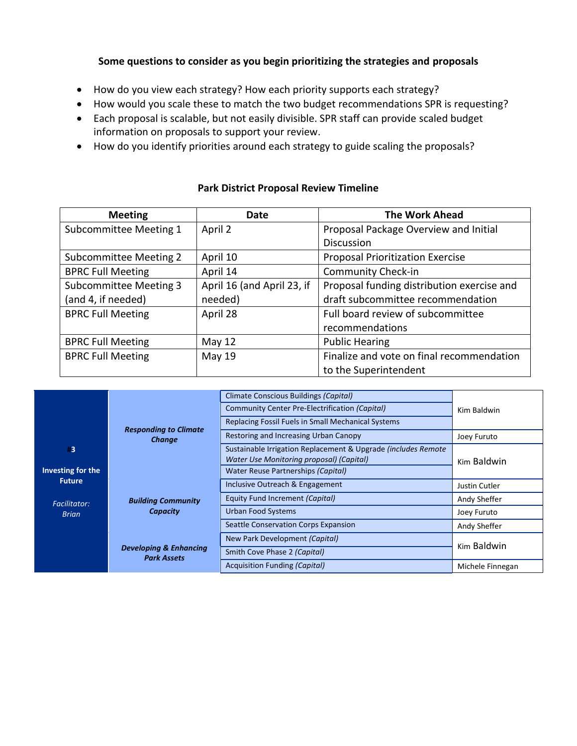**Some questions to consider as you begin prioritizing the strategies and proposals**

- How do you view each strategy? How each priority supports each strategy?
- How would you scale these to match the two budget recommendations SPR is requesting?
- Each proposal is scalable, but not easily divisible. SPR staff can provide scaled budget information on proposals to support your review.
- How do you identify priorities around each strategy to guide scaling the proposals?

**Park District Proposal Review Timeline**

| Meeting | Date | The Work Ahead |
|---|---|---|
| Subcommittee Meeting 1 | April 2 | Proposal Package Overview and Initial Discussion |
| Subcommittee Meeting 2 | April 10 | Proposal Prioritization Exercise |
| BPRC Full Meeting | April 14 | Community Check-in |
| Subcommittee Meeting 3 (and 4, if needed) | April 16 (and April 23, if needed) | Proposal funding distribution exercise and draft subcommittee recommendation |
| BPRC Full Meeting | April 28 | Full board review of subcommittee recommendations |
| BPRC Full Meeting | May 12 | Public Hearing |
| BPRC Full Meeting | May 19 | Finalize and vote on final recommendation to the Superintendent |

| | | | |
|---|---|---|---|
| **#3 Investing for the Future** *Facilitator: Brian* | ***Responding to Climate Change*** | Climate Conscious Buildings *(Capital)* | Kim Baldwin |
| | | Community Center Pre-Electrification *(Capital)* | |
| | | Replacing Fossil Fuels in Small Mechanical Systems | |
| | | Restoring and Increasing Urban Canopy | Joey Furuto |
| | | Sustainable Irrigation Replacement & Upgrade *(includes Remote Water Use Monitoring proposal) (Capital)* | Kim Baldwin |
| | | Water Reuse Partnerships *(Capital)* | |
| | ***Building Community Capacity*** | Inclusive Outreach & Engagement | Justin Cutler |
| | | Equity Fund Increment *(Capital)* | Andy Sheffer |
| | | Urban Food Systems | Joey Furuto |
| | | Seattle Conservation Corps Expansion | Andy Sheffer |
| | ***Developing & Enhancing Park Assets*** | New Park Development *(Capital)* | Kim Baldwin |
| | | Smith Cove Phase 2 *(Capital)* | |
| | | Acquisition Funding *(Capital)* | Michele Finnegan |